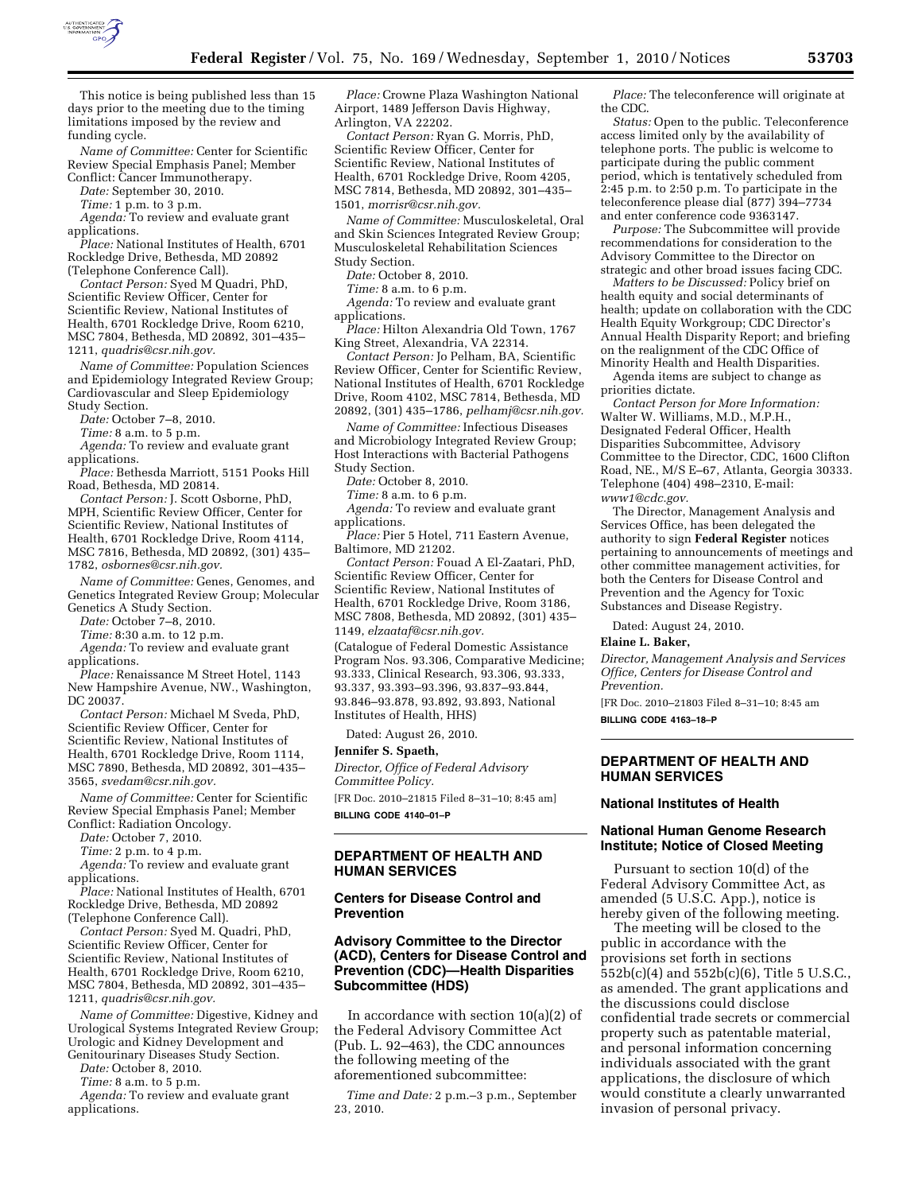This notice is being published less than 15 days prior to the meeting due to the timing limitations imposed by the review and funding cycle.

*Name of Committee:* Center for Scientific Review Special Emphasis Panel; Member Conflict: Cancer Immunotherapy.

*Date:* September 30, 2010.

*Time:* 1 p.m. to 3 p.m.

*Agenda:* To review and evaluate grant applications.

*Place:* National Institutes of Health, 6701 Rockledge Drive, Bethesda, MD 20892 (Telephone Conference Call).

*Contact Person:* Syed M Quadri, PhD, Scientific Review Officer, Center for Scientific Review, National Institutes of Health, 6701 Rockledge Drive, Room 6210, MSC 7804, Bethesda, MD 20892, 301–435–1211, *quadris@csr.nih.gov.*

*Name of Committee:* Population Sciences and Epidemiology Integrated Review Group; Cardiovascular and Sleep Epidemiology Study Section.

*Date:* October 7–8, 2010.

*Time:* 8 a.m. to 5 p.m.

*Agenda:* To review and evaluate grant applications.

*Place:* Bethesda Marriott, 5151 Pooks Hill Road, Bethesda, MD 20814.

*Contact Person:* J. Scott Osborne, PhD, MPH, Scientific Review Officer, Center for Scientific Review, National Institutes of Health, 6701 Rockledge Drive, Room 4114, MSC 7816, Bethesda, MD 20892, (301) 435–1782, *osbornes@csr.nih.gov.*

*Name of Committee:* Genes, Genomes, and Genetics Integrated Review Group; Molecular Genetics A Study Section.

*Date:* October 7–8, 2010.

*Time:* 8:30 a.m. to 12 p.m.

*Agenda:* To review and evaluate grant applications.

*Place:* Renaissance M Street Hotel, 1143 New Hampshire Avenue, NW., Washington, DC 20037.

*Contact Person:* Michael M Sveda, PhD, Scientific Review Officer, Center for Scientific Review, National Institutes of Health, 6701 Rockledge Drive, Room 1114, MSC 7890, Bethesda, MD 20892, 301–435–3565, *svedam@csr.nih.gov.*

*Name of Committee:* Center for Scientific Review Special Emphasis Panel; Member Conflict: Radiation Oncology.

*Date:* October 7, 2010.

*Time:* 2 p.m. to 4 p.m.

*Agenda:* To review and evaluate grant applications.

*Place:* National Institutes of Health, 6701 Rockledge Drive, Bethesda, MD 20892 (Telephone Conference Call).

*Contact Person:* Syed M. Quadri, PhD, Scientific Review Officer, Center for Scientific Review, National Institutes of Health, 6701 Rockledge Drive, Room 6210, MSC 7804, Bethesda, MD 20892, 301–435–1211, *quadris@csr.nih.gov.*

*Name of Committee:* Digestive, Kidney and Urological Systems Integrated Review Group; Urologic and Kidney Development and Genitourinary Diseases Study Section.

*Date:* October 8, 2010.

*Time:* 8 a.m. to 5 p.m.

*Agenda:* To review and evaluate grant applications.

*Place:* Crowne Plaza Washington National Airport, 1489 Jefferson Davis Highway, Arlington, VA 22202.

*Contact Person:* Ryan G. Morris, PhD, Scientific Review Officer, Center for Scientific Review, National Institutes of Health, 6701 Rockledge Drive, Room 4205, MSC 7814, Bethesda, MD 20892, 301–435–1501, *morrisr@csr.nih.gov.*

*Name of Committee:* Musculoskeletal, Oral and Skin Sciences Integrated Review Group; Musculoskeletal Rehabilitation Sciences Study Section.

*Date:* October 8, 2010.

*Time:* 8 a.m. to 6 p.m.

*Agenda:* To review and evaluate grant applications.

*Place:* Hilton Alexandria Old Town, 1767 King Street, Alexandria, VA 22314.

*Contact Person:* Jo Pelham, BA, Scientific Review Officer, Center for Scientific Review, National Institutes of Health, 6701 Rockledge Drive, Room 4102, MSC 7814, Bethesda, MD 20892, (301) 435–1786, *pelhamj@csr.nih.gov.*

*Name of Committee:* Infectious Diseases and Microbiology Integrated Review Group; Host Interactions with Bacterial Pathogens Study Section.

*Date:* October 8, 2010.

*Time:* 8 a.m. to 6 p.m.

*Agenda:* To review and evaluate grant applications.

*Place:* Pier 5 Hotel, 711 Eastern Avenue, Baltimore, MD 21202.

*Contact Person:* Fouad A El-Zaatari, PhD, Scientific Review Officer, Center for Scientific Review, National Institutes of Health, 6701 Rockledge Drive, Room 3186, MSC 7808, Bethesda, MD 20892, (301) 435–1149, *elzaataf@csr.nih.gov.*

(Catalogue of Federal Domestic Assistance Program Nos. 93.306, Comparative Medicine; 93.333, Clinical Research, 93.306, 93.333, 93.337, 93.393–93.396, 93.837–93.844, 93.846–93.878, 93.892, 93.893, National Institutes of Health, HHS)

Dated: August 26, 2010.

**Jennifer S. Spaeth,**

*Director, Office of Federal Advisory Committee Policy.*

[FR Doc. 2010–21815 Filed 8–31–10; 8:45 am]

**BILLING CODE 4140–01–P**

## DEPARTMENT OF HEALTH AND HUMAN SERVICES

### Centers for Disease Control and Prevention

### Advisory Committee to the Director (ACD), Centers for Disease Control and Prevention (CDC)—Health Disparities Subcommittee (HDS)

In accordance with section 10(a)(2) of the Federal Advisory Committee Act (Pub. L. 92–463), the CDC announces the following meeting of the aforementioned subcommittee:

*Time and Date:* 2 p.m.–3 p.m., September 23, 2010.

*Place:* The teleconference will originate at the CDC.

*Status:* Open to the public. Teleconference access limited only by the availability of telephone ports. The public is welcome to participate during the public comment period, which is tentatively scheduled from 2:45 p.m. to 2:50 p.m. To participate in the teleconference please dial (877) 394–7734 and enter conference code 9363147.

*Purpose:* The Subcommittee will provide recommendations for consideration to the Advisory Committee to the Director on strategic and other broad issues facing CDC.

*Matters to be Discussed:* Policy brief on health equity and social determinants of health; update on collaboration with the CDC Health Equity Workgroup; CDC Director's Annual Health Disparity Report; and briefing on the realignment of the CDC Office of Minority Health and Health Disparities.

Agenda items are subject to change as priorities dictate.

*Contact Person for More Information:* Walter W. Williams, M.D., M.P.H., Designated Federal Officer, Health Disparities Subcommittee, Advisory Committee to the Director, CDC, 1600 Clifton Road, NE., M/S E–67, Atlanta, Georgia 30333. Telephone (404) 498–2310, E-mail: *www1@cdc.gov.*

The Director, Management Analysis and Services Office, has been delegated the authority to sign **Federal Register** notices pertaining to announcements of meetings and other committee management activities, for both the Centers for Disease Control and Prevention and the Agency for Toxic Substances and Disease Registry.

Dated: August 24, 2010.

**Elaine L. Baker,**

*Director, Management Analysis and Services Office, Centers for Disease Control and Prevention.*

[FR Doc. 2010–21803 Filed 8–31–10; 8:45 am]

**BILLING CODE 4163–18–P**

## DEPARTMENT OF HEALTH AND HUMAN SERVICES

### National Institutes of Health

### National Human Genome Research Institute; Notice of Closed Meeting

Pursuant to section 10(d) of the Federal Advisory Committee Act, as amended (5 U.S.C. App.), notice is hereby given of the following meeting.

The meeting will be closed to the public in accordance with the provisions set forth in sections 552b(c)(4) and 552b(c)(6), Title 5 U.S.C., as amended. The grant applications and the discussions could disclose confidential trade secrets or commercial property such as patentable material, and personal information concerning individuals associated with the grant applications, the disclosure of which would constitute a clearly unwarranted invasion of personal privacy.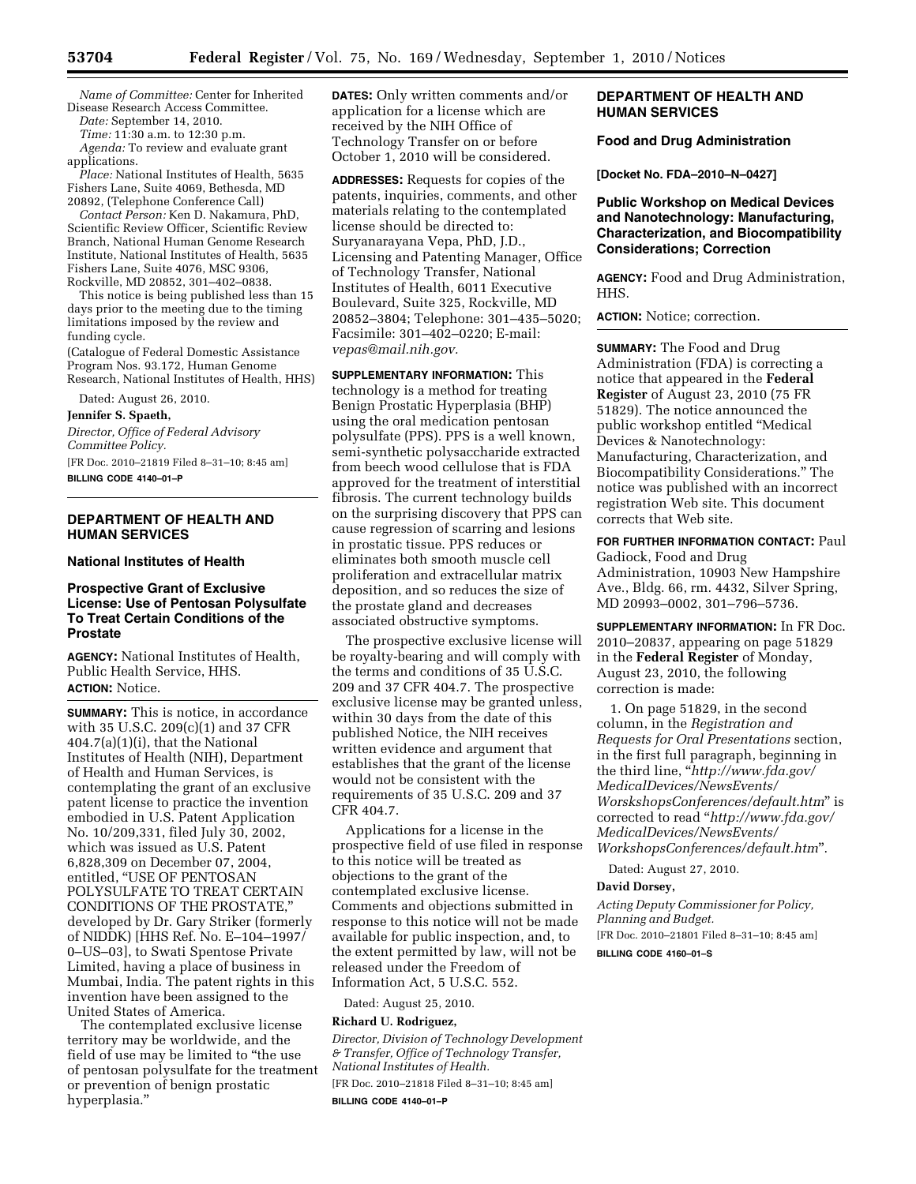*Name of Committee:* Center for Inherited Disease Research Access Committee.

*Date:* September 14, 2010.

*Time:* 11:30 a.m. to 12:30 p.m.

*Agenda:* To review and evaluate grant applications.

*Place:* National Institutes of Health, 5635 Fishers Lane, Suite 4069, Bethesda, MD 20892, (Telephone Conference Call)

*Contact Person:* Ken D. Nakamura, PhD, Scientific Review Officer, Scientific Review Branch, National Human Genome Research Institute, National Institutes of Health, 5635 Fishers Lane, Suite 4076, MSC 9306, Rockville, MD 20852, 301–402–0838.

This notice is being published less than 15 days prior to the meeting due to the timing limitations imposed by the review and funding cycle.

(Catalogue of Federal Domestic Assistance Program Nos. 93.172, Human Genome Research, National Institutes of Health, HHS)

Dated: August 26, 2010.

**Jennifer S. Spaeth,**

*Director, Office of Federal Advisory Committee Policy.*

[FR Doc. 2010–21819 Filed 8–31–10; 8:45 am]

**BILLING CODE 4140–01–P**

---

## DEPARTMENT OF HEALTH AND HUMAN SERVICES

### National Institutes of Health

### Prospective Grant of Exclusive License: Use of Pentosan Polysulfate To Treat Certain Conditions of the Prostate

**AGENCY:** National Institutes of Health, Public Health Service, HHS.

**ACTION:** Notice.

**SUMMARY:** This is notice, in accordance with 35 U.S.C. 209(c)(1) and 37 CFR 404.7(a)(1)(i), that the National Institutes of Health (NIH), Department of Health and Human Services, is contemplating the grant of an exclusive patent license to practice the invention embodied in U.S. Patent Application No. 10/209,331, filed July 30, 2002, which was issued as U.S. Patent 6,828,309 on December 07, 2004, entitled, "USE OF PENTOSAN POLYSULFATE TO TREAT CERTAIN CONDITIONS OF THE PROSTATE," developed by Dr. Gary Striker (formerly of NIDDK) [HHS Ref. No. E–104–1997/0–US–03], to Swati Spentose Private Limited, having a place of business in Mumbai, India. The patent rights in this invention have been assigned to the United States of America.

The contemplated exclusive license territory may be worldwide, and the field of use may be limited to "the use of pentosan polysulfate for the treatment or prevention of benign prostatic hyperplasia."

**DATES:** Only written comments and/or application for a license which are received by the NIH Office of Technology Transfer on or before October 1, 2010 will be considered.

**ADDRESSES:** Requests for copies of the patents, inquiries, comments, and other materials relating to the contemplated license should be directed to: Suryanarayana Vepa, PhD, J.D., Licensing and Patenting Manager, Office of Technology Transfer, National Institutes of Health, 6011 Executive Boulevard, Suite 325, Rockville, MD 20852–3804; Telephone: 301–435–5020; Facsimile: 301–402–0220; E-mail: *vepas@mail.nih.gov.*

**SUPPLEMENTARY INFORMATION:** This technology is a method for treating Benign Prostatic Hyperplasia (BHP) using the oral medication pentosan polysulfate (PPS). PPS is a well known, semi-synthetic polysaccharide extracted from beech wood cellulose that is FDA approved for the treatment of interstitial fibrosis. The current technology builds on the surprising discovery that PPS can cause regression of scarring and lesions in prostatic tissue. PPS reduces or eliminates both smooth muscle cell proliferation and extracellular matrix deposition, and so reduces the size of the prostate gland and decreases associated obstructive symptoms.

The prospective exclusive license will be royalty-bearing and will comply with the terms and conditions of 35 U.S.C. 209 and 37 CFR 404.7. The prospective exclusive license may be granted unless, within 30 days from the date of this published Notice, the NIH receives written evidence and argument that establishes that the grant of the license would not be consistent with the requirements of 35 U.S.C. 209 and 37 CFR 404.7.

Applications for a license in the prospective field of use filed in response to this notice will be treated as objections to the grant of the contemplated exclusive license. Comments and objections submitted in response to this notice will not be made available for public inspection, and, to the extent permitted by law, will not be released under the Freedom of Information Act, 5 U.S.C. 552.

Dated: August 25, 2010.

**Richard U. Rodriguez,**

*Director, Division of Technology Development & Transfer, Office of Technology Transfer, National Institutes of Health.*

[FR Doc. 2010–21818 Filed 8–31–10; 8:45 am]

**BILLING CODE 4140–01–P**

---

## DEPARTMENT OF HEALTH AND HUMAN SERVICES

### Food and Drug Administration

**[Docket No. FDA–2010–N–0427]**

### Public Workshop on Medical Devices and Nanotechnology: Manufacturing, Characterization, and Biocompatibility Considerations; Correction

**AGENCY:** Food and Drug Administration, HHS.

**ACTION:** Notice; correction.

**SUMMARY:** The Food and Drug Administration (FDA) is correcting a notice that appeared in the **Federal Register** of August 23, 2010 (75 FR 51829). The notice announced the public workshop entitled "Medical Devices & Nanotechnology: Manufacturing, Characterization, and Biocompatibility Considerations." The notice was published with an incorrect registration Web site. This document corrects that Web site.

**FOR FURTHER INFORMATION CONTACT:** Paul Gadiock, Food and Drug Administration, 10903 New Hampshire Ave., Bldg. 66, rm. 4432, Silver Spring, MD 20993–0002, 301–796–5736.

**SUPPLEMENTARY INFORMATION:** In FR Doc. 2010–20837, appearing on page 51829 in the **Federal Register** of Monday, August 23, 2010, the following correction is made:

1. On page 51829, in the second column, in the *Registration and Requests for Oral Presentations* section, in the first full paragraph, beginning in the third line, "*http://www.fda.gov/MedicalDevices/NewsEvents/WorskshopsConferences/default.htm*" is corrected to read "*http://www.fda.gov/MedicalDevices/NewsEvents/WorkshopsConferences/default.htm*".

Dated: August 27, 2010.

**David Dorsey,**

*Acting Deputy Commissioner for Policy, Planning and Budget.*

[FR Doc. 2010–21801 Filed 8–31–10; 8:45 am]

**BILLING CODE 4160–01–S**